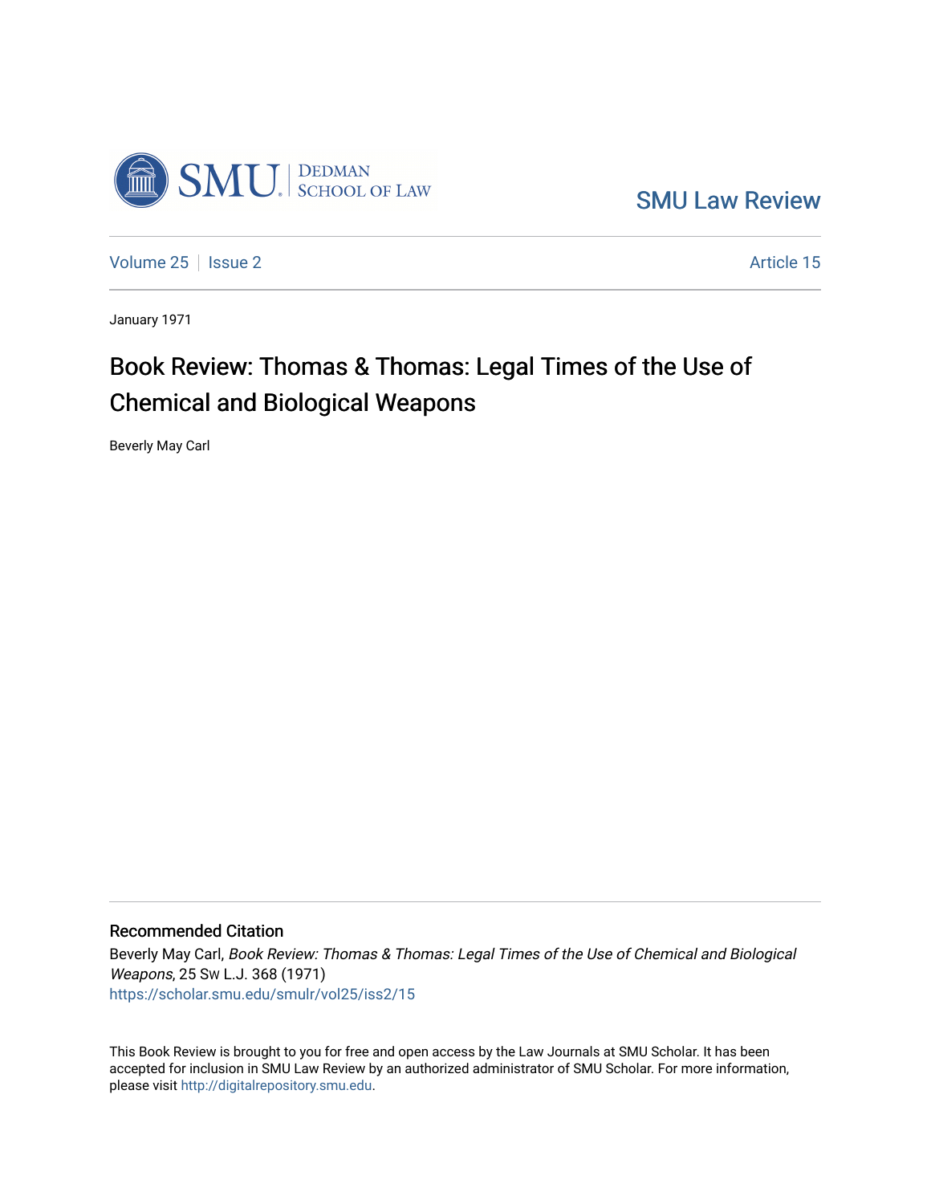SMU Law Review

Volume 25 | Issue 2 | Article 15

January 1971

# Book Review: Thomas & Thomas: Legal Times of the Use of Chemical and Biological Weapons

Beverly May Carl

## Recommended Citation

Beverly May Carl, *Book Review: Thomas & Thomas: Legal Times of the Use of Chemical and Biological Weapons*, 25 Sw L.J. 368 (1971)
https://scholar.smu.edu/smulr/vol25/iss2/15

This Book Review is brought to you for free and open access by the Law Journals at SMU Scholar. It has been accepted for inclusion in SMU Law Review by an authorized administrator of SMU Scholar. For more information, please visit http://digitalrepository.smu.edu.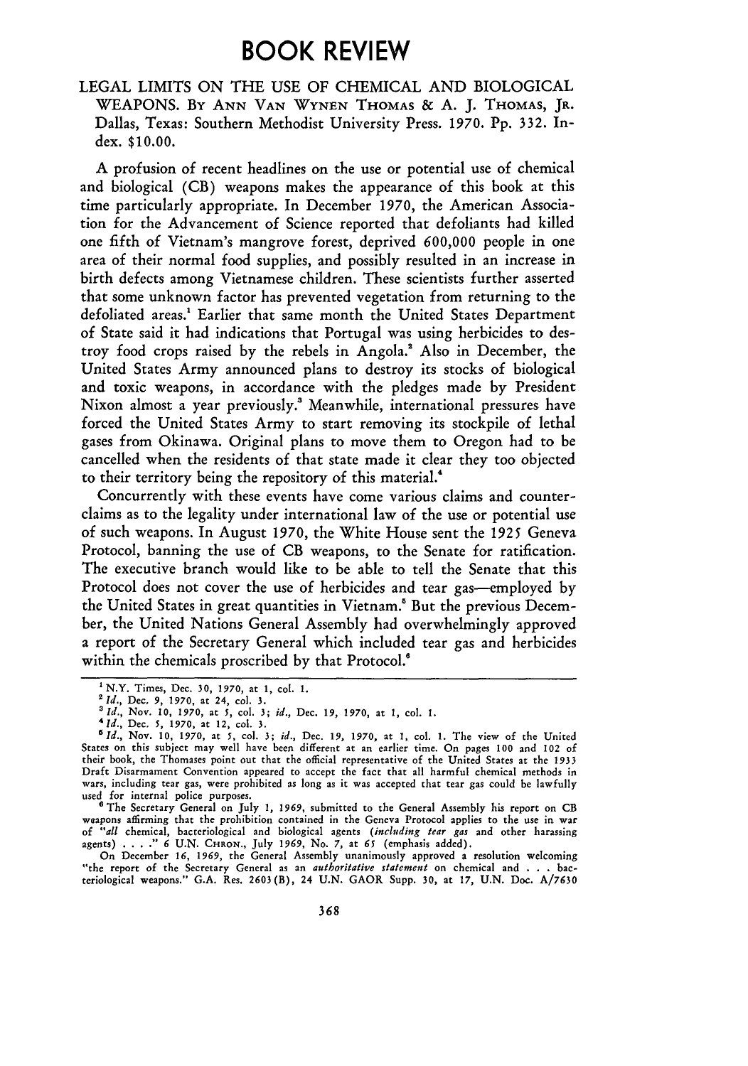# BOOK REVIEW

LEGAL LIMITS ON THE USE OF CHEMICAL AND BIOLOGICAL WEAPONS. BY ANN VAN WYNEN THOMAS & A. J. THOMAS, JR. Dallas, Texas: Southern Methodist University Press. 1970. Pp. 332. Index. $10.00.

A profusion of recent headlines on the use or potential use of chemical and biological (CB) weapons makes the appearance of this book at this time particularly appropriate. In December 1970, the American Association for the Advancement of Science reported that defoliants had killed one fifth of Vietnam's mangrove forest, deprived 600,000 people in one area of their normal food supplies, and possibly resulted in an increase in birth defects among Vietnamese children. These scientists further asserted that some unknown factor has prevented vegetation from returning to the defoliated areas.[1] Earlier that same month the United States Department of State said it had indications that Portugal was using herbicides to destroy food crops raised by the rebels in Angola.[2] Also in December, the United States Army announced plans to destroy its stocks of biological and toxic weapons, in accordance with the pledges made by President Nixon almost a year previously.[3] Meanwhile, international pressures have forced the United States Army to start removing its stockpile of lethal gases from Okinawa. Original plans to move them to Oregon had to be cancelled when the residents of that state made it clear they too objected to their territory being the repository of this material.[4]

Concurrently with these events have come various claims and counterclaims as to the legality under international law of the use or potential use of such weapons. In August 1970, the White House sent the 1925 Geneva Protocol, banning the use of CB weapons, to the Senate for ratification. The executive branch would like to be able to tell the Senate that this Protocol does not cover the use of herbicides and tear gas—employed by the United States in great quantities in Vietnam.[5] But the previous December, the United Nations General Assembly had overwhelmingly approved a report of the Secretary General which included tear gas and herbicides within the chemicals proscribed by that Protocol.[6]

---

[1] N.Y. Times, Dec. 30, 1970, at 1, col. 1.

[2] *Id.*, Dec. 9, 1970, at 24, col. 3.

[3] *Id.*, Nov. 10, 1970, at 5, col. 3; *id.*, Dec. 19, 1970, at 1, col. 1.

[4] *Id.*, Dec. 5, 1970, at 12, col. 3.

[5] *Id.*, Nov. 10, 1970, at 5, col. 3; *id.*, Dec. 19, 1970, at 1, col. 1. The view of the United States on this subject may well have been different at an earlier time. On pages 100 and 102 of their book, the Thomases point out that the official representative of the United States at the 1933 Draft Disarmament Convention appeared to accept the fact that all harmful chemical methods in wars, including tear gas, were prohibited as long as it was accepted that tear gas could be lawfully used for internal police purposes.

[6] The Secretary General on July 1, 1969, submitted to the General Assembly his report on CB weapons affirming that the prohibition contained in the Geneva Protocol applies to the use in war of "*all* chemical, bacteriological and biological agents (*including tear gas* and other harassing agents) . . . ." 6 U.N. CHRON., July 1969, No. 7, at 65 (emphasis added).

On December 16, 1969, the General Assembly unanimously approved a resolution welcoming "the report of the Secretary General as an *authoritative statement* on chemical and . . . bacteriological weapons." G.A. Res. 2603(B), 24 U.N. GAOR Supp. 30, at 17, U.N. Doc. A/7630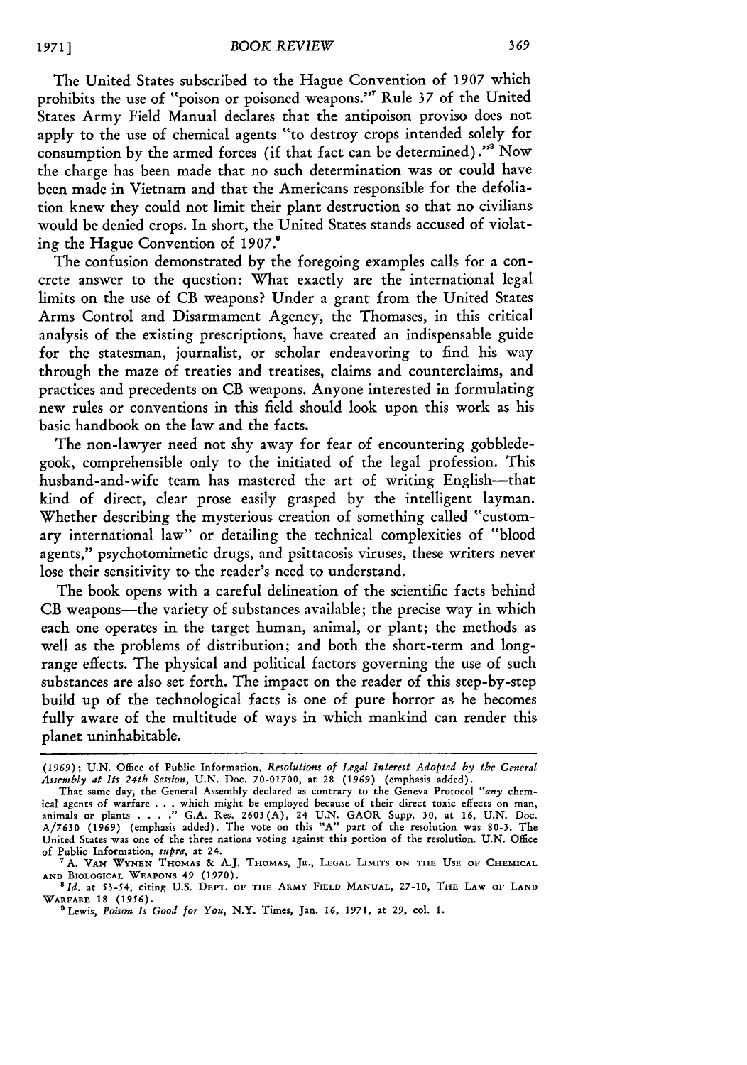The United States subscribed to the Hague Convention of 1907 which prohibits the use of "poison or poisoned weapons."[7] Rule 37 of the United States Army Field Manual declares that the antipoison proviso does not apply to the use of chemical agents "to destroy crops intended solely for consumption by the armed forces (if that fact can be determined)."[8] Now the charge has been made that no such determination was or could have been made in Vietnam and that the Americans responsible for the defoliation knew they could not limit their plant destruction so that no civilians would be denied crops. In short, the United States stands accused of violating the Hague Convention of 1907.[9]

The confusion demonstrated by the foregoing examples calls for a concrete answer to the question: What exactly are the international legal limits on the use of CB weapons? Under a grant from the United States Arms Control and Disarmament Agency, the Thomases, in this critical analysis of the existing prescriptions, have created an indispensable guide for the statesman, journalist, or scholar endeavoring to find his way through the maze of treaties and treatises, claims and counterclaims, and practices and precedents on CB weapons. Anyone interested in formulating new rules or conventions in this field should look upon this work as his basic handbook on the law and the facts.

The non-lawyer need not shy away for fear of encountering gobbledegook, comprehensible only to the initiated of the legal profession. This husband-and-wife team has mastered the art of writing English—that kind of direct, clear prose easily grasped by the intelligent layman. Whether describing the mysterious creation of something called "customary international law" or detailing the technical complexities of "blood agents," psychotomimetic drugs, and psittacosis viruses, these writers never lose their sensitivity to the reader's need to understand.

The book opens with a careful delineation of the scientific facts behind CB weapons—the variety of substances available; the precise way in which each one operates in the target human, animal, or plant; the methods as well as the problems of distribution; and both the short-term and long-range effects. The physical and political factors governing the use of such substances are also set forth. The impact on the reader of this step-by-step build up of the technological facts is one of pure horror as he becomes fully aware of the multitude of ways in which mankind can render this planet uninhabitable.

---

(1969); U.N. Office of Public Information, *Resolutions of Legal Interest Adopted by the General Assembly at Its 24th Session*, U.N. Doc. 70-01700, at 28 (1969) (emphasis added).

That same day, the General Assembly declared as contrary to the Geneva Protocol "*any* chemical agents of warfare . . . which might be employed because of their direct toxic effects on man, animals or plants . . . ." G.A. Res. 2603(A), 24 U.N. GAOR Supp. 30, at 16, U.N. Doc. A/7630 (1969) (emphasis added). The vote on this "A" part of the resolution was 80-3. The United States was one of the three nations voting against this portion of the resolution. U.N. Office of Public Information, *supra*, at 24.

[7] A. VAN WYNEN THOMAS & A.J. THOMAS, JR., LEGAL LIMITS ON THE USE OF CHEMICAL AND BIOLOGICAL WEAPONS 49 (1970).

[8] *Id.* at 53-54, citing U.S. DEPT. OF THE ARMY FIELD MANUAL, 27-10, THE LAW OF LAND WARFARE 18 (1956).

[9] Lewis, *Poison Is Good for You*, N.Y. Times, Jan. 16, 1971, at 29, col. 1.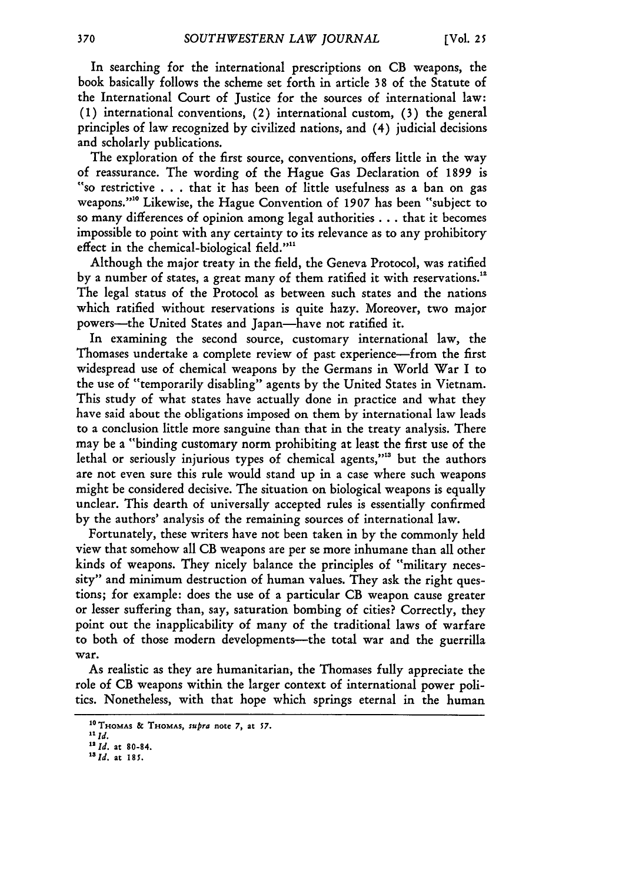In searching for the international prescriptions on CB weapons, the book basically follows the scheme set forth in article 38 of the Statute of the International Court of Justice for the sources of international law: (1) international conventions, (2) international custom, (3) the general principles of law recognized by civilized nations, and (4) judicial decisions and scholarly publications.

The exploration of the first source, conventions, offers little in the way of reassurance. The wording of the Hague Gas Declaration of 1899 is "so restrictive . . . that it has been of little usefulness as a ban on gas weapons."[10] Likewise, the Hague Convention of 1907 has been "subject to so many differences of opinion among legal authorities . . . that it becomes impossible to point with any certainty to its relevance as to any prohibitory effect in the chemical-biological field."[11]

Although the major treaty in the field, the Geneva Protocol, was ratified by a number of states, a great many of them ratified it with reservations.[12] The legal status of the Protocol as between such states and the nations which ratified without reservations is quite hazy. Moreover, two major powers—the United States and Japan—have not ratified it.

In examining the second source, customary international law, the Thomases undertake a complete review of past experience—from the first widespread use of chemical weapons by the Germans in World War I to the use of "temporarily disabling" agents by the United States in Vietnam. This study of what states have actually done in practice and what they have said about the obligations imposed on them by international law leads to a conclusion little more sanguine than that in the treaty analysis. There may be a "binding customary norm prohibiting at least the first use of the lethal or seriously injurious types of chemical agents,"[13] but the authors are not even sure this rule would stand up in a case where such weapons might be considered decisive. The situation on biological weapons is equally unclear. This dearth of universally accepted rules is essentially confirmed by the authors' analysis of the remaining sources of international law.

Fortunately, these writers have not been taken in by the commonly held view that somehow all CB weapons are per se more inhumane than all other kinds of weapons. They nicely balance the principles of "military necessity" and minimum destruction of human values. They ask the right questions; for example: does the use of a particular CB weapon cause greater or lesser suffering than, say, saturation bombing of cities? Correctly, they point out the inapplicability of many of the traditional laws of warfare to both of those modern developments—the total war and the guerrilla war.

As realistic as they are humanitarian, the Thomases fully appreciate the role of CB weapons within the larger context of international power politics. Nonetheless, with that hope which springs eternal in the human

---

[10] THOMAS & THOMAS, *supra* note 7, at 57.

[11] *Id.*

[12] *Id.* at 80-84.

[13] *Id.* at 185.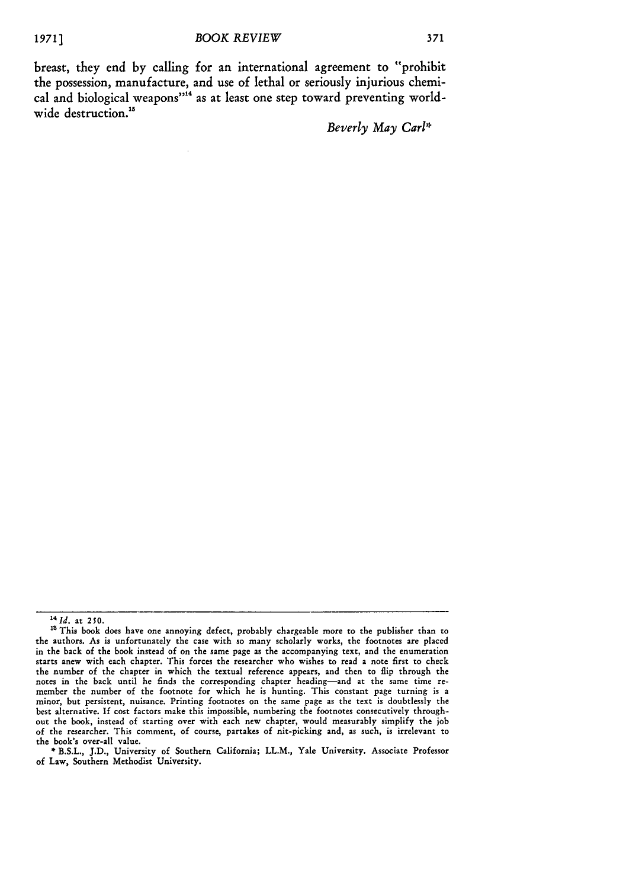breast, they end by calling for an international agreement to "prohibit the possession, manufacture, and use of lethal or seriously injurious chemical and biological weapons"[14] as at least one step toward preventing worldwide destruction.[15]

*Beverly May Carl**

---

[14] *Id.* at 250.

[15] This book does have one annoying defect, probably chargeable more to the publisher than to the authors. As is unfortunately the case with so many scholarly works, the footnotes are placed in the back of the book instead of on the same page as the accompanying text, and the enumeration starts anew with each chapter. This forces the researcher who wishes to read a note first to check the number of the chapter in which the textual reference appears, and then to flip through the notes in the back until he finds the corresponding chapter heading—and at the same time remember the number of the footnote for which he is hunting. This constant page turning is a minor, but persistent, nuisance. Printing footnotes on the same page as the text is doubtlessly the best alternative. If cost factors make this impossible, numbering the footnotes consecutively throughout the book, instead of starting over with each new chapter, would measurably simplify the job of the researcher. This comment, of course, partakes of nit-picking and, as such, is irrelevant to the book's over-all value.

\* B.S.L., J.D., University of Southern California; LL.M., Yale University. Associate Professor of Law, Southern Methodist University.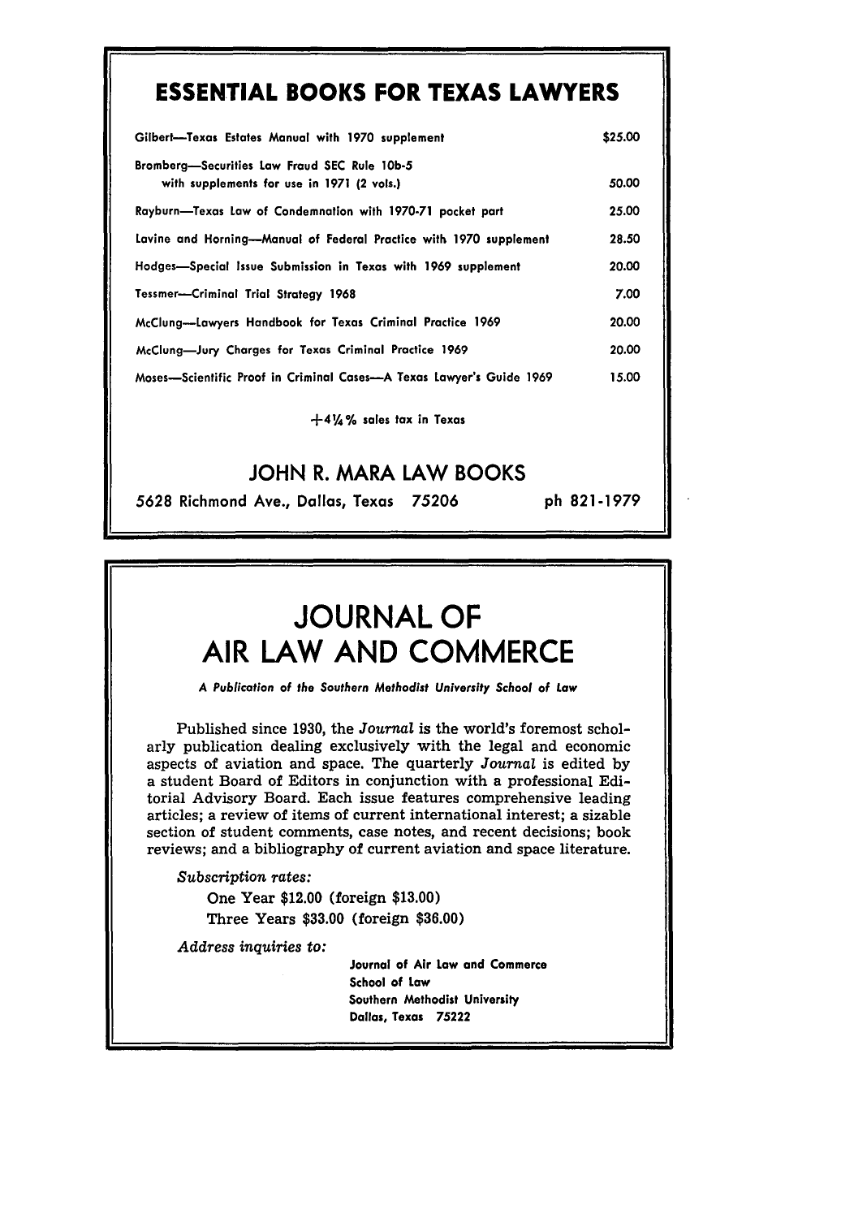## ESSENTIAL BOOKS FOR TEXAS LAWYERS

| | |
|---|---|
| Gilbert—Texas Estates Manual with 1970 supplement | $25.00 |
| Bromberg—Securities Law Fraud SEC Rule 10b-5 with supplements for use in 1971 (2 vols.) | 50.00 |
| Rayburn—Texas Law of Condemnation with 1970-71 pocket part | 25.00 |
| Lavine and Horning—Manual of Federal Practice with 1970 supplement | 28.50 |
| Hodges—Special Issue Submission in Texas with 1969 supplement | 20.00 |
| Tessmer—Criminal Trial Strategy 1968 | 7.00 |
| McClung—Lawyers Handbook for Texas Criminal Practice 1969 | 20.00 |
| McClung—Jury Charges for Texas Criminal Practice 1969 | 20.00 |
| Moses—Scientific Proof in Criminal Cases—A Texas Lawyer's Guide 1969 | 15.00 |

+4¼% sales tax in Texas

### JOHN R. MARA LAW BOOKS

5628 Richmond Ave., Dallas, Texas 75206 ph 821-1979

---

# JOURNAL OF AIR LAW AND COMMERCE

*A Publication of the Southern Methodist University School of Law*

Published since 1930, the *Journal* is the world's foremost scholarly publication dealing exclusively with the legal and economic aspects of aviation and space. The quarterly *Journal* is edited by a student Board of Editors in conjunction with a professional Editorial Advisory Board. Each issue features comprehensive leading articles; a review of items of current international interest; a sizable section of student comments, case notes, and recent decisions; book reviews; and a bibliography of current aviation and space literature.

*Subscription rates:*

One Year $12.00 (foreign $13.00)

Three Years $33.00 (foreign $36.00)

*Address inquiries to:*

Journal of Air Law and Commerce
School of Law
Southern Methodist University
Dallas, Texas 75222